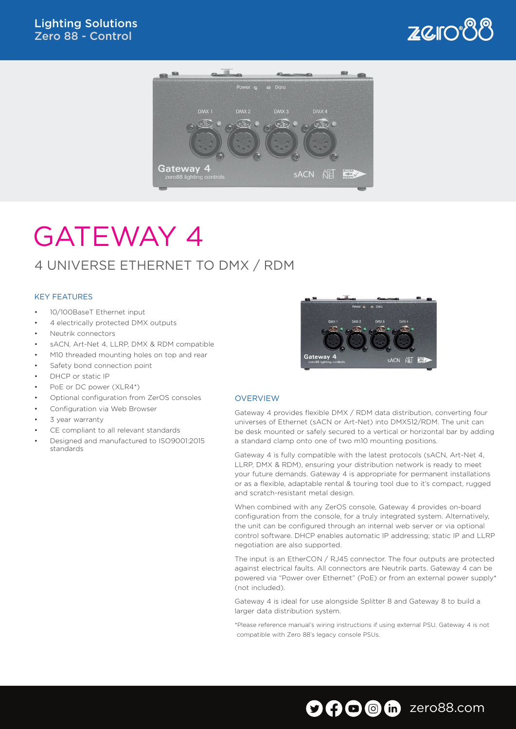Lighting Solutions
Zero 88 - Control

# GATEWAY 4

## 4 UNIVERSE ETHERNET TO DMX / RDM

### KEY FEATURES

- 10/100BaseT Ethernet input
- 4 electrically protected DMX outputs
- Neutrik connectors
- sACN, Art-Net 4, LLRP, DMX & RDM compatible
- M10 threaded mounting holes on top and rear
- Safety bond connection point
- DHCP or static IP
- PoE or DC power (XLR4*)
- Optional configuration from ZerOS consoles
- Configuration via Web Browser
- 3 year warranty
- CE compliant to all relevant standards
- Designed and manufactured to ISO9001:2015 standards

### OVERVIEW

Gateway 4 provides flexible DMX / RDM data distribution, converting four universes of Ethernet (sACN or Art-Net) into DMX512/RDM. The unit can be desk mounted or safely secured to a vertical or horizontal bar by adding a standard clamp onto one of two m10 mounting positions.

Gateway 4 is fully compatible with the latest protocols (sACN, Art-Net 4, LLRP, DMX & RDM), ensuring your distribution network is ready to meet your future demands. Gateway 4 is appropriate for permanent installations or as a flexible, adaptable rental & touring tool due to it's compact, rugged and scratch-resistant metal design.

When combined with any ZerOS console, Gateway 4 provides on-board configuration from the console, for a truly integrated system. Alternatively, the unit can be configured through an internal web server or via optional control software. DHCP enables automatic IP addressing; static IP and LLRP negotiation are also supported.

The input is an EtherCON / RJ45 connector. The four outputs are protected against electrical faults. All connectors are Neutrik parts. Gateway 4 can be powered via "Power over Ethernet" (PoE) or from an external power supply* (not included).

Gateway 4 is ideal for use alongside Splitter 8 and Gateway 8 to build a larger data distribution system.

*Please reference manual's wiring instructions if using external PSU. Gateway 4 is not compatible with Zero 88's legacy console PSUs.

zero88.com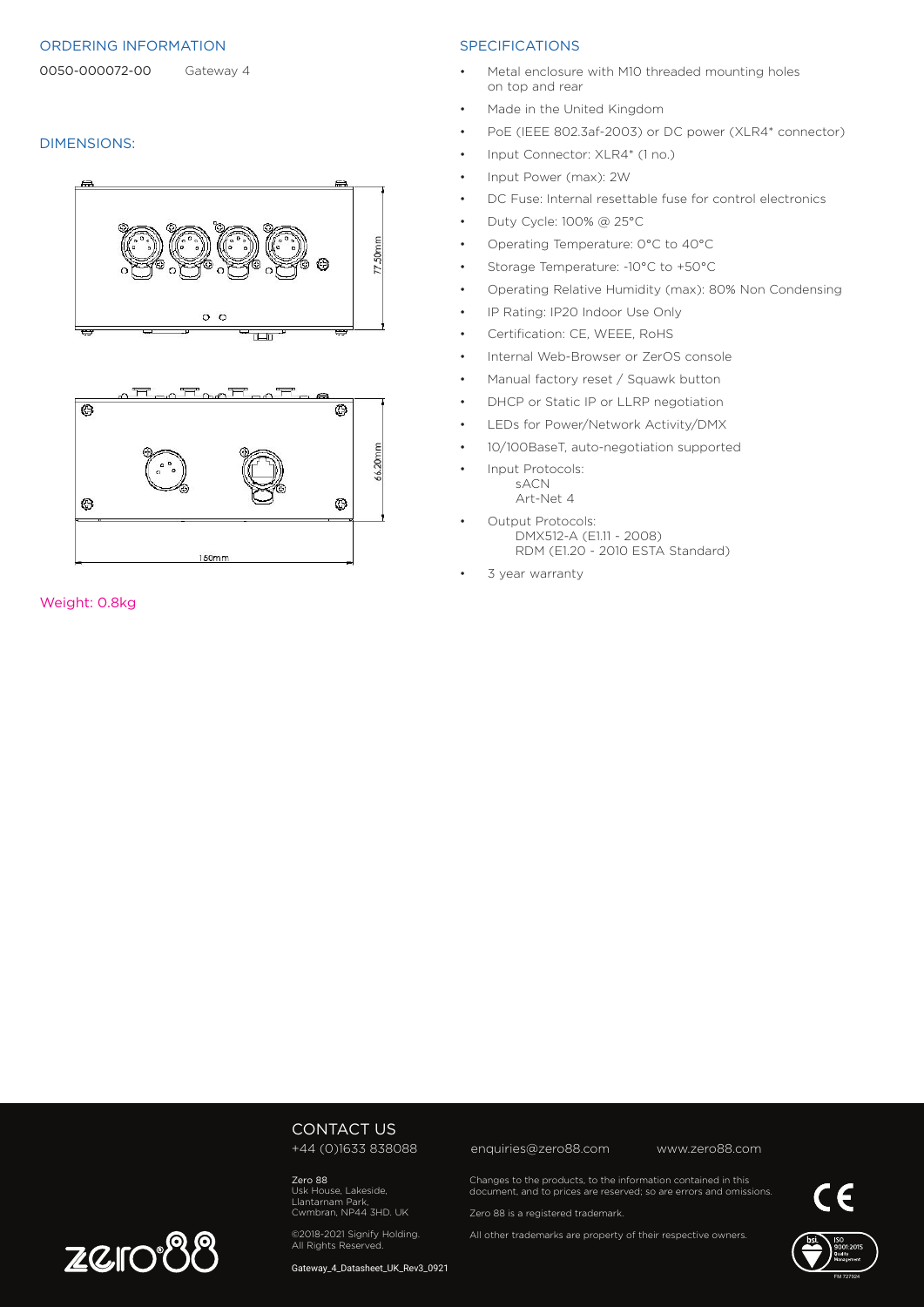## ORDERING INFORMATION

| | |
|---|---|
| 0050-000072-00 | Gateway 4 |

## DIMENSIONS:

77.50mm

66.20mm

150mm

Weight: 0.8kg

## SPECIFICATIONS

- Metal enclosure with M10 threaded mounting holes on top and rear
- Made in the United Kingdom
- PoE (IEEE 802.3af-2003) or DC power (XLR4* connector)
- Input Connector: XLR4* (1 no.)
- Input Power (max): 2W
- DC Fuse: Internal resettable fuse for control electronics
- Duty Cycle: 100% @ 25°C
- Operating Temperature: 0°C to 40°C
- Storage Temperature: -10°C to +50°C
- Operating Relative Humidity (max): 80% Non Condensing
- IP Rating: IP20 Indoor Use Only
- Certification: CE, WEEE, RoHS
- Internal Web-Browser or ZerOS console
- Manual factory reset / Squawk button
- DHCP or Static IP or LLRP negotiation
- LEDs for Power/Network Activity/DMX
- 10/100BaseT, auto-negotiation supported
- Input Protocols:
  - sACN
  - Art-Net 4
- Output Protocols:
  - DMX512-A (E1.11 - 2008)
  - RDM (E1.20 - 2010 ESTA Standard)
- 3 year warranty

## CONTACT US

+44 (0)1633 838088 enquiries@zero88.com www.zero88.com

Zero 88
Usk House, Lakeside,
Llantarnam Park,
Cwmbran, NP44 3HD. UK

©2018-2021 Signify Holding.
All Rights Reserved.

Gateway_4_Datasheet_UK_Rev3_0921

Changes to the products, to the information contained in this document, and to prices are reserved; so are errors and omissions.

Zero 88 is a registered trademark.

All other trademarks are property of their respective owners.

FM 727924